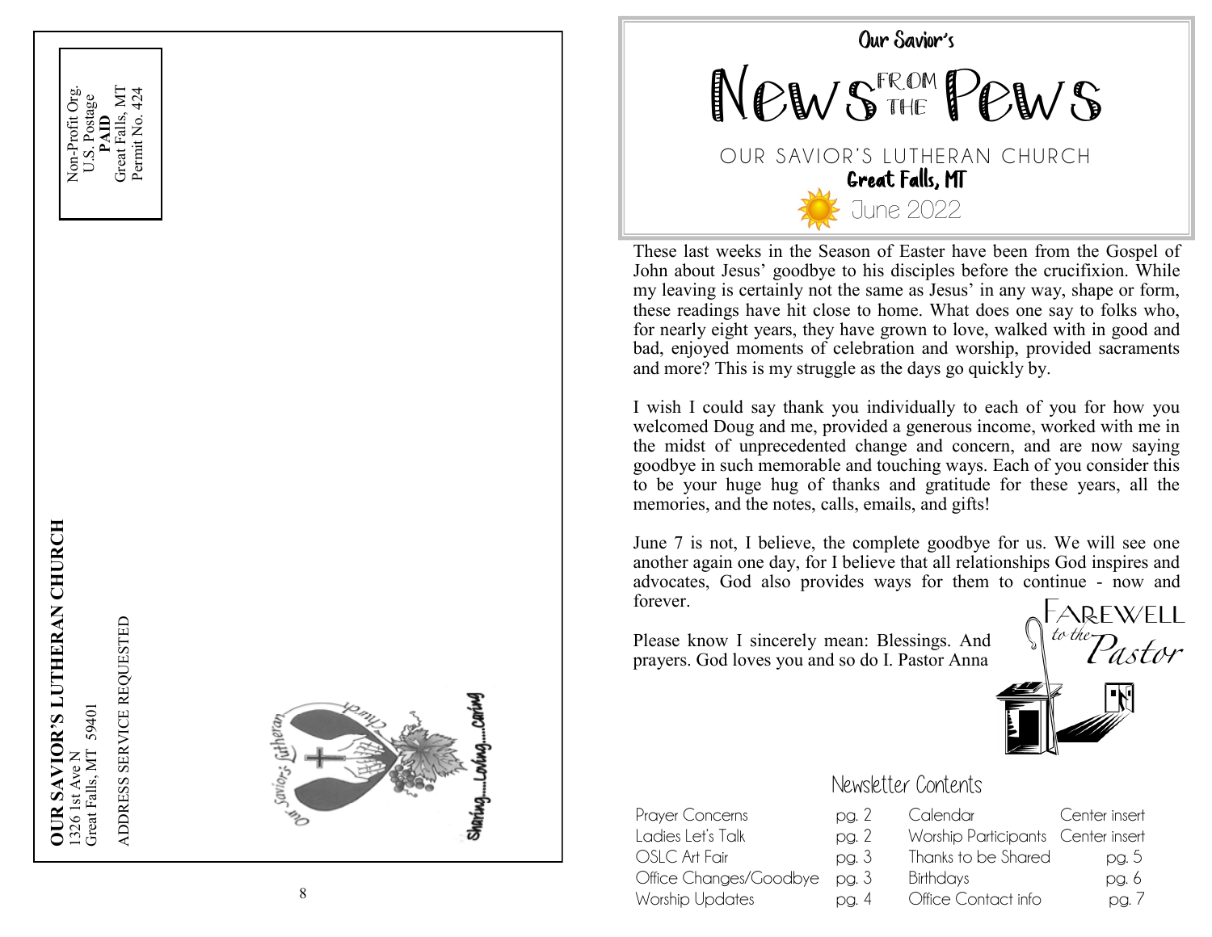Non-Profit Org.
U.S. Postage
**PAID**
Great Falls, MT
Permit No. 424

**OUR SAVIOR'S LUTHERAN CHURCH**
1326 1st Ave N
Great Falls, MT 59401

ADDRESS SERVICE REQUESTED

Our Savior's Lutheran Church
Sharing.....Loving.....caring

Our Savior's

# News FROM THE Pews

OUR SAVIOR'S LUTHERAN CHURCH
**Great Falls, MT**
June 2022

These last weeks in the Season of Easter have been from the Gospel of John about Jesus' goodbye to his disciples before the crucifixion. While my leaving is certainly not the same as Jesus' in any way, shape or form, these readings have hit close to home. What does one say to folks who, for nearly eight years, they have grown to love, walked with in good and bad, enjoyed moments of celebration and worship, provided sacraments and more? This is my struggle as the days go quickly by.

I wish I could say thank you individually to each of you for how you welcomed Doug and me, provided a generous income, worked with me in the midst of unprecedented change and concern, and are now saying goodbye in such memorable and touching ways. Each of you consider this to be your huge hug of thanks and gratitude for these years, all the memories, and the notes, calls, emails, and gifts!

June 7 is not, I believe, the complete goodbye for us. We will see one another again one day, for I believe that all relationships God inspires and advocates, God also provides ways for them to continue - now and forever.

Please know I sincerely mean: Blessings. And prayers. God loves you and so do I. Pastor Anna

FAREWELL *to the* Pastor

## Newsletter Contents

| | | | |
|---|---|---|---|
| Prayer Concerns | pg. 2 | Calendar | Center insert |
| Ladies Let's Talk | pg. 2 | Worship Participants | Center insert |
| OSLC Art Fair | pg. 3 | Thanks to be Shared | pg. 5 |
| Office Changes/Goodbye | pg. 3 | Birthdays | pg. 6 |
| Worship Updates | pg. 4 | Office Contact info | pg. 7 |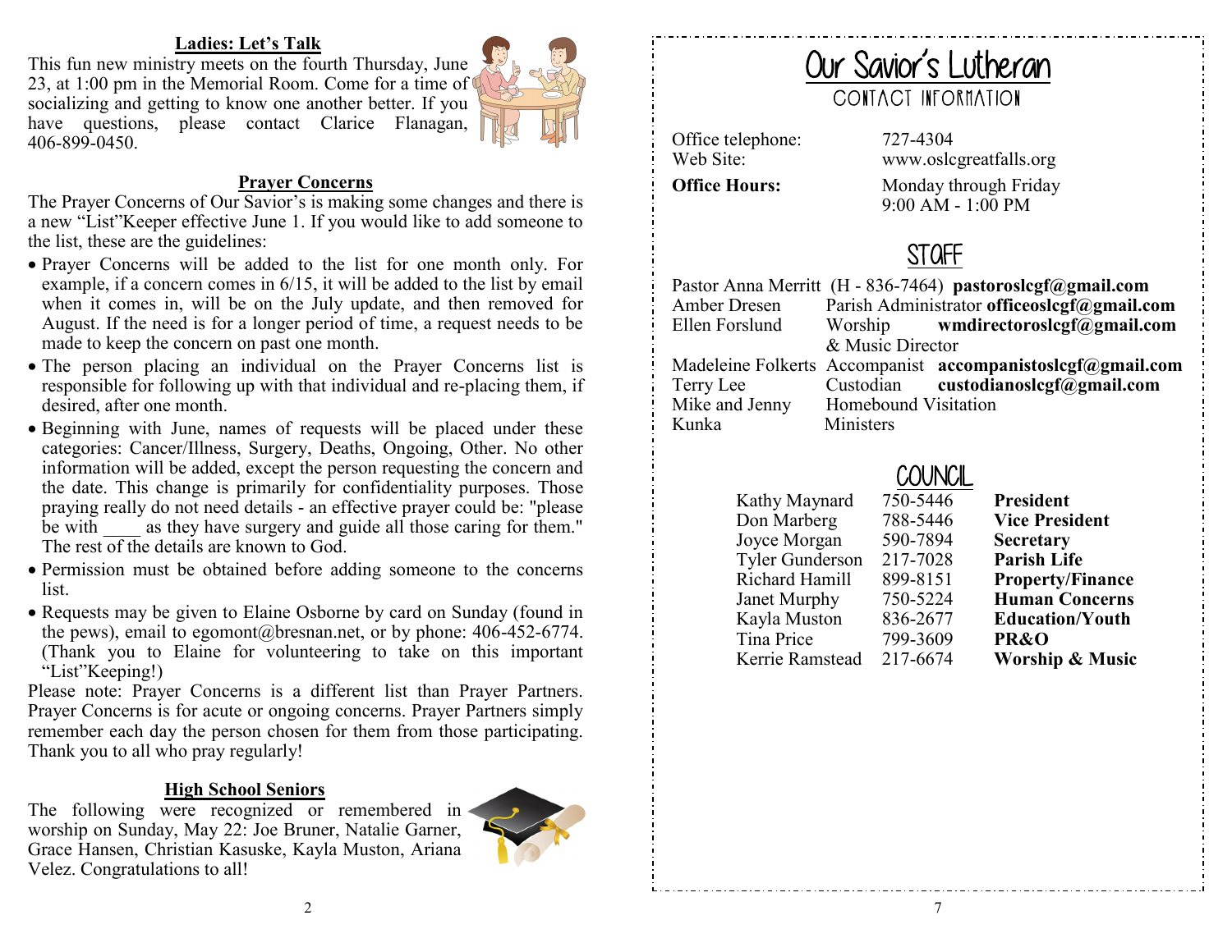## Ladies: Let's Talk

This fun new ministry meets on the fourth Thursday, June 23, at 1:00 pm in the Memorial Room. Come for a time of socializing and getting to know one another better. If you have questions, please contact Clarice Flanagan, 406-899-0450.

## Prayer Concerns

The Prayer Concerns of Our Savior's is making some changes and there is a new "List"Keeper effective June 1. If you would like to add someone to the list, these are the guidelines:

- Prayer Concerns will be added to the list for one month only. For example, if a concern comes in 6/15, it will be added to the list by email when it comes in, will be on the July update, and then removed for August. If the need is for a longer period of time, a request needs to be made to keep the concern on past one month.
- The person placing an individual on the Prayer Concerns list is responsible for following up with that individual and re-placing them, if desired, after one month.
- Beginning with June, names of requests will be placed under these categories: Cancer/Illness, Surgery, Deaths, Ongoing, Other. No other information will be added, except the person requesting the concern and the date. This change is primarily for confidentiality purposes. Those praying really do not need details - an effective prayer could be: "please be with ____ as they have surgery and guide all those caring for them." The rest of the details are known to God.
- Permission must be obtained before adding someone to the concerns list.
- Requests may be given to Elaine Osborne by card on Sunday (found in the pews), email to egomont@bresnan.net, or by phone: 406-452-6774. (Thank you to Elaine for volunteering to take on this important "List"Keeping!)

Please note: Prayer Concerns is a different list than Prayer Partners. Prayer Concerns is for acute or ongoing concerns. Prayer Partners simply remember each day the person chosen for them from those participating. Thank you to all who pray regularly!

## High School Seniors

The following were recognized or remembered in worship on Sunday, May 22: Joe Bruner, Natalie Garner, Grace Hansen, Christian Kasuske, Kayla Muston, Ariana Velez. Congratulations to all!

# Our Savior's Lutheran

## Contact Information

Office telephone: 727-4304
Web Site: www.oslcgreatfalls.org
**Office Hours:** Monday through Friday 9:00 AM - 1:00 PM

## Staff

Pastor Anna Merritt (H - 836-7464) **pastoroslcgf@gmail.com**
Amber Dresen — Parish Administrator **officeoslcgf@gmail.com**
Ellen Forslund — Worship & Music Director **wmdirectoroslcgf@gmail.com**
Madeleine Folkerts — Accompanist **accompanistoslcgf@gmail.com**
Terry Lee — Custodian **custodianoslcgf@gmail.com**
Mike and Jenny Kunka — Homebound Visitation Ministers

## Council

| Name | Phone | Position |
|---|---|---|
| Kathy Maynard | 750-5446 | **President** |
| Don Marberg | 788-5446 | **Vice President** |
| Joyce Morgan | 590-7894 | **Secretary** |
| Tyler Gunderson | 217-7028 | **Parish Life** |
| Richard Hamill | 899-8151 | **Property/Finance** |
| Janet Murphy | 750-5224 | **Human Concerns** |
| Kayla Muston | 836-2677 | **Education/Youth** |
| Tina Price | 799-3609 | **PR&O** |
| Kerrie Ramstead | 217-6674 | **Worship & Music** |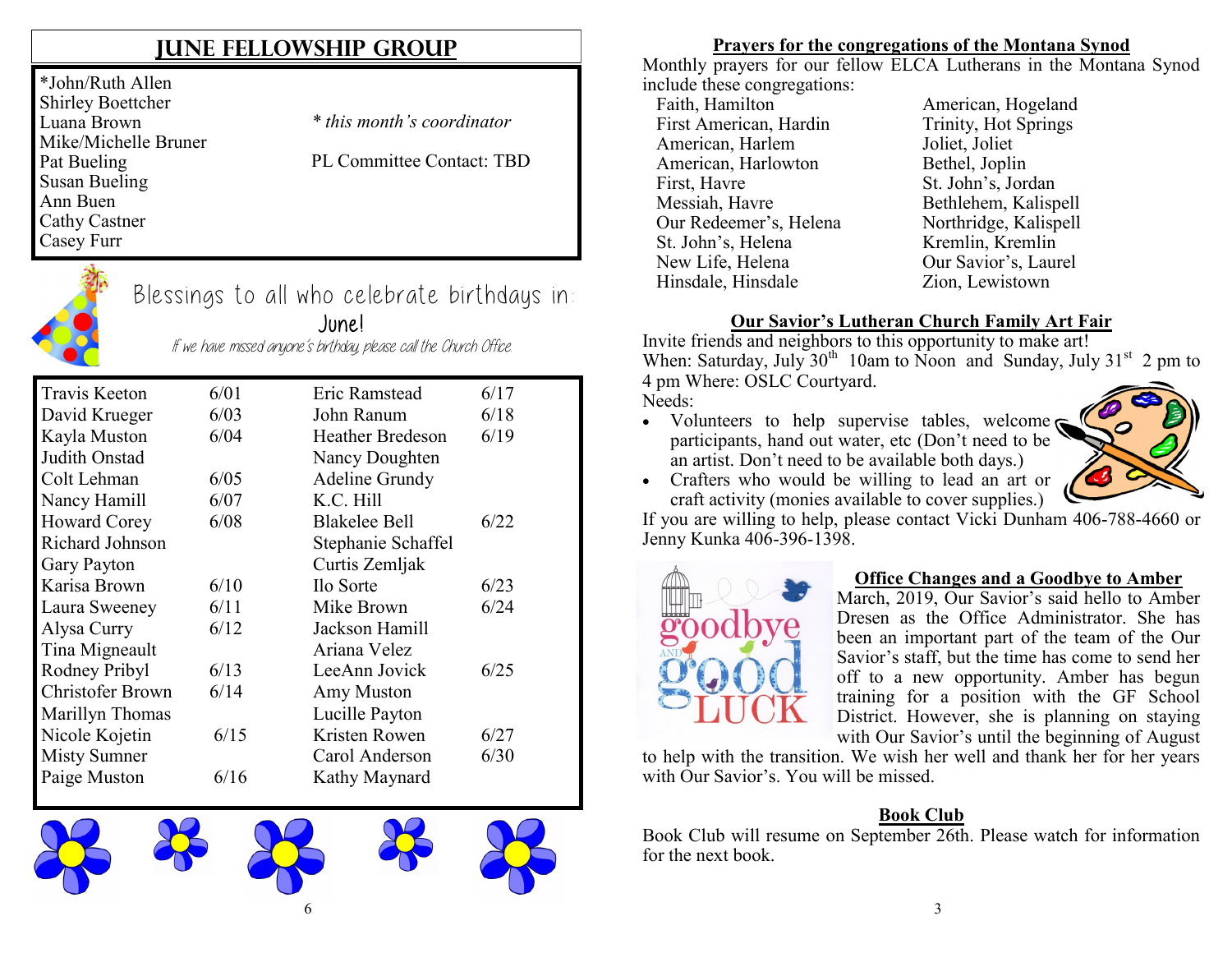# JUNE FELLOWSHIP GROUP

*John/Ruth Allen
Shirley Boettcher
Luana Brown
Mike/Michelle Bruner
Pat Bueling
Susan Bueling
Ann Buen
Cathy Castner
Casey Furr

*\* this month's coordinator*

PL Committee Contact: TBD

## Blessings to all who celebrate birthdays in: June!

*If we have missed anyone's birthday, please call the Church Office.*

| Name | Date | Name | Date |
|---|---|---|---|
| Travis Keeton | 6/01 | Eric Ramstead | 6/17 |
| David Krueger | 6/03 | John Ranum | 6/18 |
| Kayla Muston | 6/04 | Heather Bredeson | 6/19 |
| Judith Onstad | | Nancy Doughten | |
| Colt Lehman | 6/05 | Adeline Grundy | |
| Nancy Hamill | 6/07 | K.C. Hill | |
| Howard Corey | 6/08 | Blakelee Bell | 6/22 |
| Richard Johnson | | Stephanie Schaffel | |
| Gary Payton | | Curtis Zemljak | |
| Karisa Brown | 6/10 | Ilo Sorte | 6/23 |
| Laura Sweeney | 6/11 | Mike Brown | 6/24 |
| Alysa Curry | 6/12 | Jackson Hamill | |
| Tina Migneault | | Ariana Velez | |
| Rodney Pribyl | 6/13 | LeeAnn Jovick | 6/25 |
| Christofer Brown | 6/14 | Amy Muston | |
| Marillyn Thomas | | Lucille Payton | |
| Nicole Kojetin | 6/15 | Kristen Rowen | 6/27 |
| Misty Sumner | | Carol Anderson | 6/30 |
| Paige Muston | 6/16 | Kathy Maynard | |

## Prayers for the congregations of the Montana Synod

Monthly prayers for our fellow ELCA Lutherans in the Montana Synod include these congregations:

| | |
|---|---|
| Faith, Hamilton | American, Hogeland |
| First American, Hardin | Trinity, Hot Springs |
| American, Harlem | Joliet, Joliet |
| American, Harlowton | Bethel, Joplin |
| First, Havre | St. John's, Jordan |
| Messiah, Havre | Bethlehem, Kalispell |
| Our Redeemer's, Helena | Northridge, Kalispell |
| St. John's, Helena | Kremlin, Kremlin |
| New Life, Helena | Our Savior's, Laurel |
| Hinsdale, Hinsdale | Zion, Lewistown |

## Our Savior's Lutheran Church Family Art Fair

Invite friends and neighbors to this opportunity to make art!
When: Saturday, July 30th 10am to Noon and Sunday, July 31st 2 pm to 4 pm Where: OSLC Courtyard.
Needs:

- Volunteers to help supervise tables, welcome participants, hand out water, etc (Don't need to be an artist. Don't need to be available both days.)
- Crafters who would be willing to lead an art or craft activity (monies available to cover supplies.)

If you are willing to help, please contact Vicki Dunham 406-788-4660 or Jenny Kunka 406-396-1398.

## Office Changes and a Goodbye to Amber

March, 2019, Our Savior's said hello to Amber Dresen as the Office Administrator. She has been an important part of the team of the Our Savior's staff, but the time has come to send her off to a new opportunity. Amber has begun training for a position with the GF School District. However, she is planning on staying with Our Savior's until the beginning of August to help with the transition. We wish her well and thank her for her years with Our Savior's. You will be missed.

## Book Club

Book Club will resume on September 26th. Please watch for information for the next book.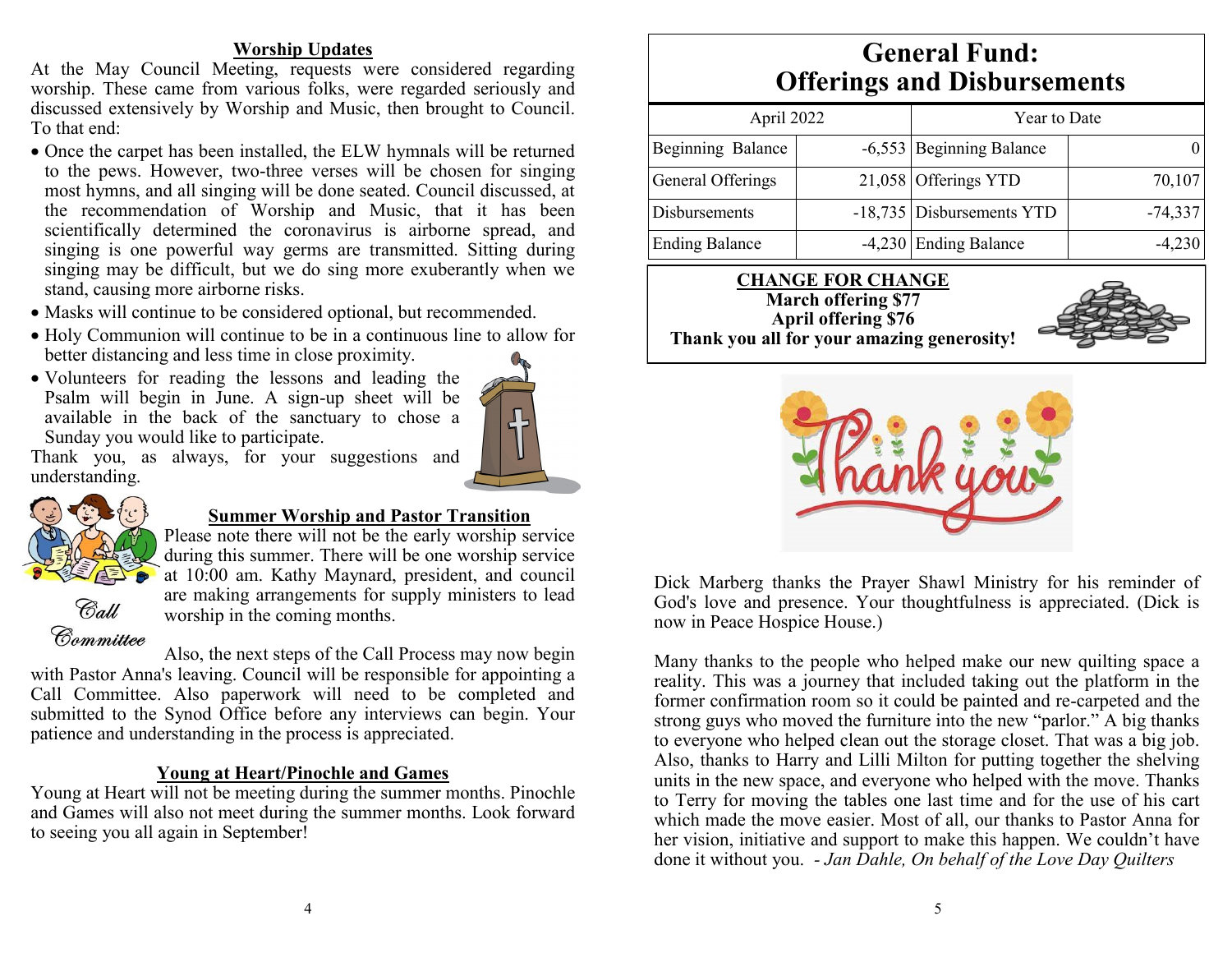## Worship Updates

At the May Council Meeting, requests were considered regarding worship. These came from various folks, were regarded seriously and discussed extensively by Worship and Music, then brought to Council. To that end:

- Once the carpet has been installed, the ELW hymnals will be returned to the pews. However, two-three verses will be chosen for singing most hymns, and all singing will be done seated. Council discussed, at the recommendation of Worship and Music, that it has been scientifically determined the coronavirus is airborne spread, and singing is one powerful way germs are transmitted. Sitting during singing may be difficult, but we do sing more exuberantly when we stand, causing more airborne risks.
- Masks will continue to be considered optional, but recommended.
- Holy Communion will continue to be in a continuous line to allow for better distancing and less time in close proximity.
- Volunteers for reading the lessons and leading the Psalm will begin in June. A sign-up sheet will be available in the back of the sanctuary to chose a Sunday you would like to participate.

Thank you, as always, for your suggestions and understanding.

Call Committee

## Summer Worship and Pastor Transition

Please note there will not be the early worship service during this summer. There will be one worship service at 10:00 am. Kathy Maynard, president, and council are making arrangements for supply ministers to lead worship in the coming months.

Also, the next steps of the Call Process may now begin with Pastor Anna's leaving. Council will be responsible for appointing a Call Committee. Also paperwork will need to be completed and submitted to the Synod Office before any interviews can begin. Your patience and understanding in the process is appreciated.

## Young at Heart/Pinochle and Games

Young at Heart will not be meeting during the summer months. Pinochle and Games will also not meet during the summer months. Look forward to seeing you all again in September!

# General Fund: Offerings and Disbursements

| April 2022 | | Year to Date | |
|---|---|---|---|
| Beginning Balance | -6,553 | Beginning Balance | 0 |
| General Offerings | 21,058 | Offerings YTD | 70,107 |
| Disbursements | -18,735 | Disbursements YTD | -74,337 |
| Ending Balance | -4,230 | Ending Balance | -4,230 |

**CHANGE FOR CHANGE**
**March offering $77**
**April offering $76**
**Thank you all for your amazing generosity!**

Thank you

Dick Marberg thanks the Prayer Shawl Ministry for his reminder of God's love and presence. Your thoughtfulness is appreciated. (Dick is now in Peace Hospice House.)

Many thanks to the people who helped make our new quilting space a reality. This was a journey that included taking out the platform in the former confirmation room so it could be painted and re-carpeted and the strong guys who moved the furniture into the new "parlor." A big thanks to everyone who helped clean out the storage closet. That was a big job. Also, thanks to Harry and Lilli Milton for putting together the shelving units in the new space, and everyone who helped with the move. Thanks to Terry for moving the tables one last time and for the use of his cart which made the move easier. Most of all, our thanks to Pastor Anna for her vision, initiative and support to make this happen. We couldn't have done it without you. *- Jan Dahle, On behalf of the Love Day Quilters*